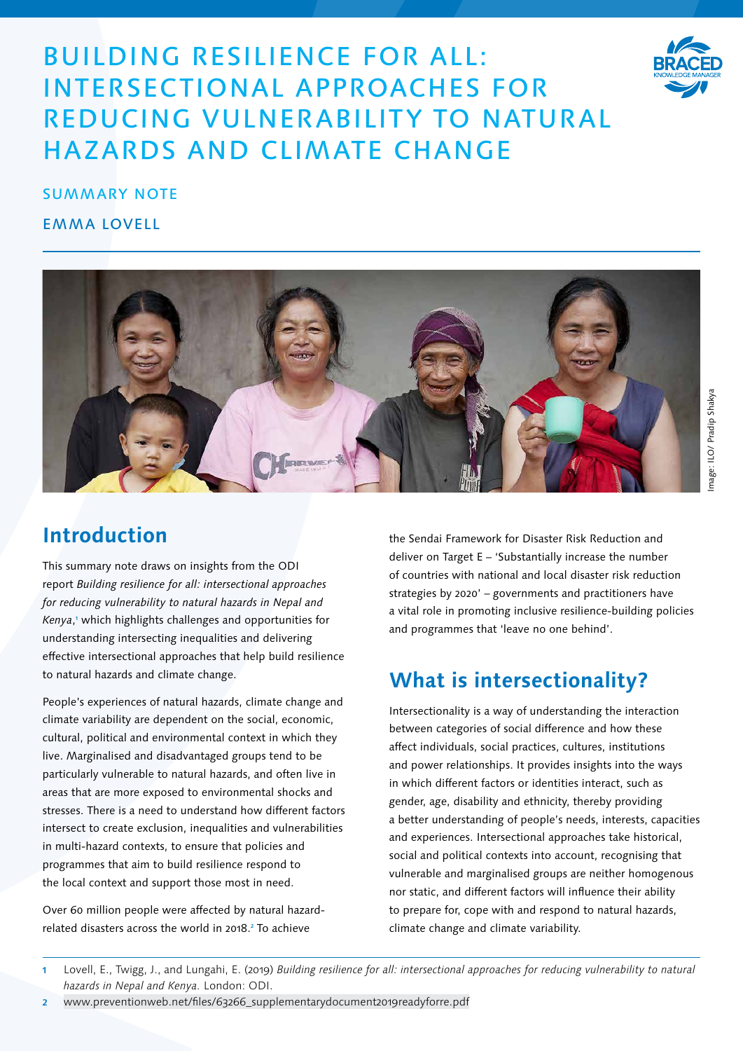# BUILDING RESILIENCE FOR ALL: INTERSECTIONAL APPROACHES FOR REDUCING VULNERABILITY TO NATURAL HAZARDS AND CLIMATE CHANGE

SUMMARY NOTE

EMMA LOVELL

Image: ILO/ Pradip Shakya

## Introduction

This summary note draws on insights from the ODI report *Building resilience for all: intersectional approaches for reducing vulnerability to natural hazards in Nepal and Kenya*,[1] which highlights challenges and opportunities for understanding intersecting inequalities and delivering effective intersectional approaches that help build resilience to natural hazards and climate change.

People's experiences of natural hazards, climate change and climate variability are dependent on the social, economic, cultural, political and environmental context in which they live. Marginalised and disadvantaged groups tend to be particularly vulnerable to natural hazards, and often live in areas that are more exposed to environmental shocks and stresses. There is a need to understand how different factors intersect to create exclusion, inequalities and vulnerabilities in multi-hazard contexts, to ensure that policies and programmes that aim to build resilience respond to the local context and support those most in need.

Over 60 million people were affected by natural hazard-related disasters across the world in 2018.[2] To achieve the Sendai Framework for Disaster Risk Reduction and deliver on Target E – 'Substantially increase the number of countries with national and local disaster risk reduction strategies by 2020' – governments and practitioners have a vital role in promoting inclusive resilience-building policies and programmes that 'leave no one behind'.

## What is intersectionality?

Intersectionality is a way of understanding the interaction between categories of social difference and how these affect individuals, social practices, cultures, institutions and power relationships. It provides insights into the ways in which different factors or identities interact, such as gender, age, disability and ethnicity, thereby providing a better understanding of people's needs, interests, capacities and experiences. Intersectional approaches take historical, social and political contexts into account, recognising that vulnerable and marginalised groups are neither homogenous nor static, and different factors will influence their ability to prepare for, cope with and respond to natural hazards, climate change and climate variability.

1 Lovell, E., Twigg, J., and Lungahi, E. (2019) *Building resilience for all: intersectional approaches for reducing vulnerability to natural hazards in Nepal and Kenya.* London: ODI.

2 www.preventionweb.net/files/63266_supplementarydocument2019readyforre.pdf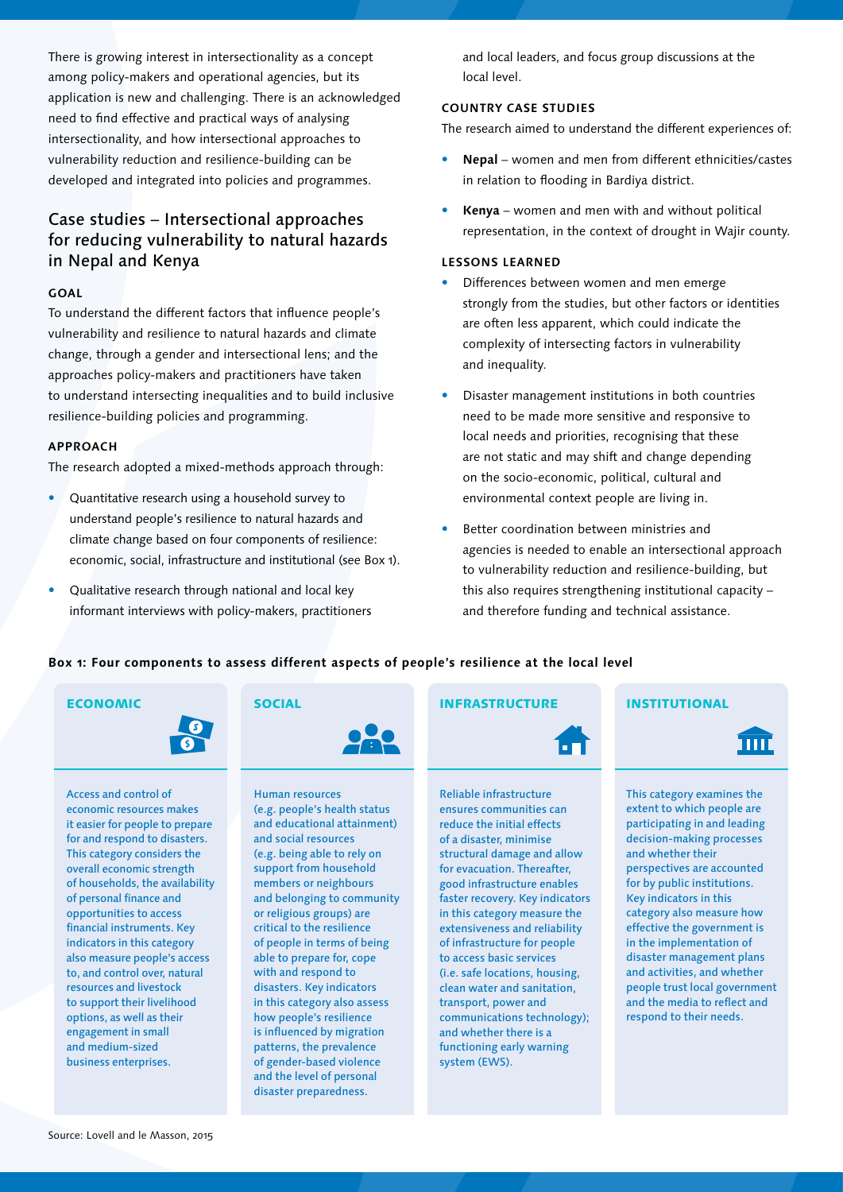There is growing interest in intersectionality as a concept among policy-makers and operational agencies, but its application is new and challenging. There is an acknowledged need to find effective and practical ways of analysing intersectionality, and how intersectional approaches to vulnerability reduction and resilience-building can be developed and integrated into policies and programmes.

## Case studies – Intersectional approaches for reducing vulnerability to natural hazards in Nepal and Kenya

### GOAL

To understand the different factors that influence people's vulnerability and resilience to natural hazards and climate change, through a gender and intersectional lens; and the approaches policy-makers and practitioners have taken to understand intersecting inequalities and to build inclusive resilience-building policies and programming.

### APPROACH

The research adopted a mixed-methods approach through:

- Quantitative research using a household survey to understand people's resilience to natural hazards and climate change based on four components of resilience: economic, social, infrastructure and institutional (see Box 1).
- Qualitative research through national and local key informant interviews with policy-makers, practitioners and local leaders, and focus group discussions at the local level.

### COUNTRY CASE STUDIES

The research aimed to understand the different experiences of:

- **Nepal** – women and men from different ethnicities/castes in relation to flooding in Bardiya district.
- **Kenya** – women and men with and without political representation, in the context of drought in Wajir county.

### LESSONS LEARNED

- Differences between women and men emerge strongly from the studies, but other factors or identities are often less apparent, which could indicate the complexity of intersecting factors in vulnerability and inequality.
- Disaster management institutions in both countries need to be made more sensitive and responsive to local needs and priorities, recognising that these are not static and may shift and change depending on the socio-economic, political, cultural and environmental context people are living in.
- Better coordination between ministries and agencies is needed to enable an intersectional approach to vulnerability reduction and resilience-building, but this also requires strengthening institutional capacity – and therefore funding and technical assistance.

**Box 1: Four components to assess different aspects of people's resilience at the local level**

| ECONOMIC | SOCIAL | INFRASTRUCTURE | INSTITUTIONAL |
| --- | --- | --- | --- |
| Access and control of economic resources makes it easier for people to prepare for and respond to disasters. This category considers the overall economic strength of households, the availability of personal finance and opportunities to access financial instruments. Key indicators in this category also measure people's access to, and control over, natural resources and livestock to support their livelihood options, as well as their engagement in small and medium-sized business enterprises. | Human resources (e.g. people's health status and educational attainment) and social resources (e.g. being able to rely on support from household members or neighbours and belonging to community or religious groups) are critical to the resilience of people in terms of being able to prepare for, cope with and respond to disasters. Key indicators in this category also assess how people's resilience is influenced by migration patterns, the prevalence of gender-based violence and the level of personal disaster preparedness. | Reliable infrastructure ensures communities can reduce the initial effects of a disaster, minimise structural damage and allow for evacuation. Thereafter, good infrastructure enables faster recovery. Key indicators in this category measure the extensiveness and reliability of infrastructure for people to access basic services (i.e. safe locations, housing, clean water and sanitation, transport, power and communications technology); and whether there is a functioning early warning system (EWS). | This category examines the extent to which people are participating in and leading decision-making processes and whether their perspectives are accounted for by public institutions. Key indicators in this category also measure how effective the government is in the implementation of disaster management plans and activities, and whether people trust local government and the media to reflect and respond to their needs. |

Source: Lovell and le Masson, 2015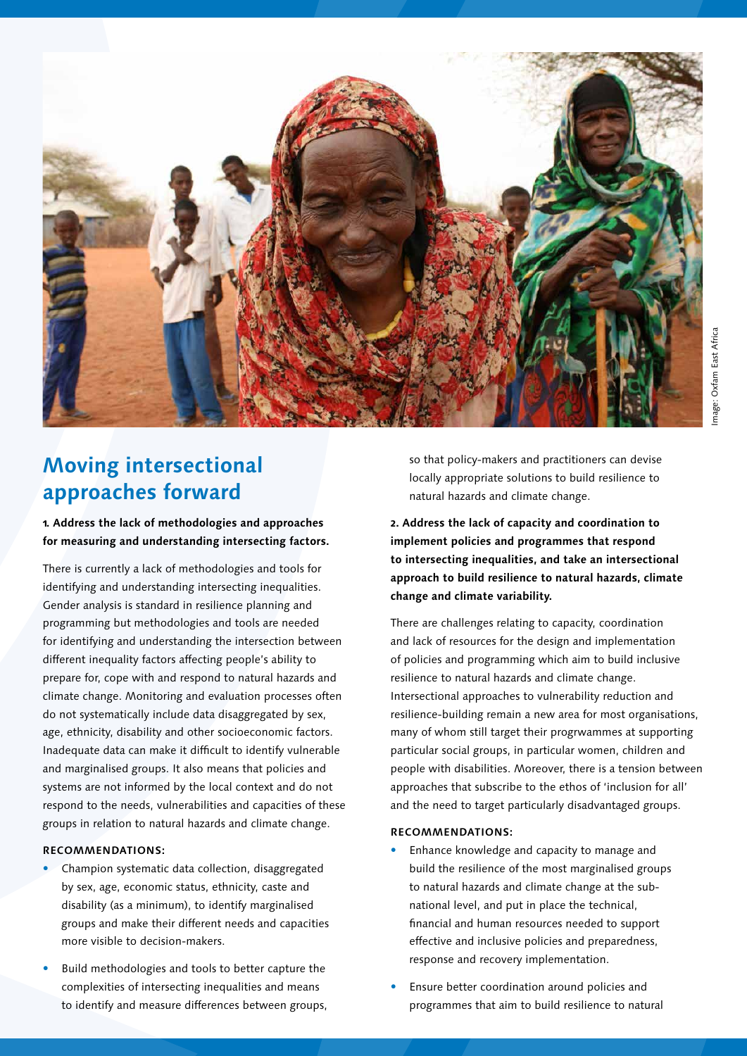Image: Oxfam East Africa

## Moving intersectional approaches forward

**1. Address the lack of methodologies and approaches for measuring and understanding intersecting factors.**

There is currently a lack of methodologies and tools for identifying and understanding intersecting inequalities. Gender analysis is standard in resilience planning and programming but methodologies and tools are needed for identifying and understanding the intersection between different inequality factors affecting people's ability to prepare for, cope with and respond to natural hazards and climate change. Monitoring and evaluation processes often do not systematically include data disaggregated by sex, age, ethnicity, disability and other socioeconomic factors. Inadequate data can make it difficult to identify vulnerable and marginalised groups. It also means that policies and systems are not informed by the local context and do not respond to the needs, vulnerabilities and capacities of these groups in relation to natural hazards and climate change.

**RECOMMENDATIONS:**

- Champion systematic data collection, disaggregated by sex, age, economic status, ethnicity, caste and disability (as a minimum), to identify marginalised groups and make their different needs and capacities more visible to decision-makers.
- Build methodologies and tools to better capture the complexities of intersecting inequalities and means to identify and measure differences between groups, so that policy-makers and practitioners can devise locally appropriate solutions to build resilience to natural hazards and climate change.

**2. Address the lack of capacity and coordination to implement policies and programmes that respond to intersecting inequalities, and take an intersectional approach to build resilience to natural hazards, climate change and climate variability.**

There are challenges relating to capacity, coordination and lack of resources for the design and implementation of policies and programming which aim to build inclusive resilience to natural hazards and climate change. Intersectional approaches to vulnerability reduction and resilience-building remain a new area for most organisations, many of whom still target their progrwammes at supporting particular social groups, in particular women, children and people with disabilities. Moreover, there is a tension between approaches that subscribe to the ethos of 'inclusion for all' and the need to target particularly disadvantaged groups.

**RECOMMENDATIONS:**

- Enhance knowledge and capacity to manage and build the resilience of the most marginalised groups to natural hazards and climate change at the sub-national level, and put in place the technical, financial and human resources needed to support effective and inclusive policies and preparedness, response and recovery implementation.
- Ensure better coordination around policies and programmes that aim to build resilience to natural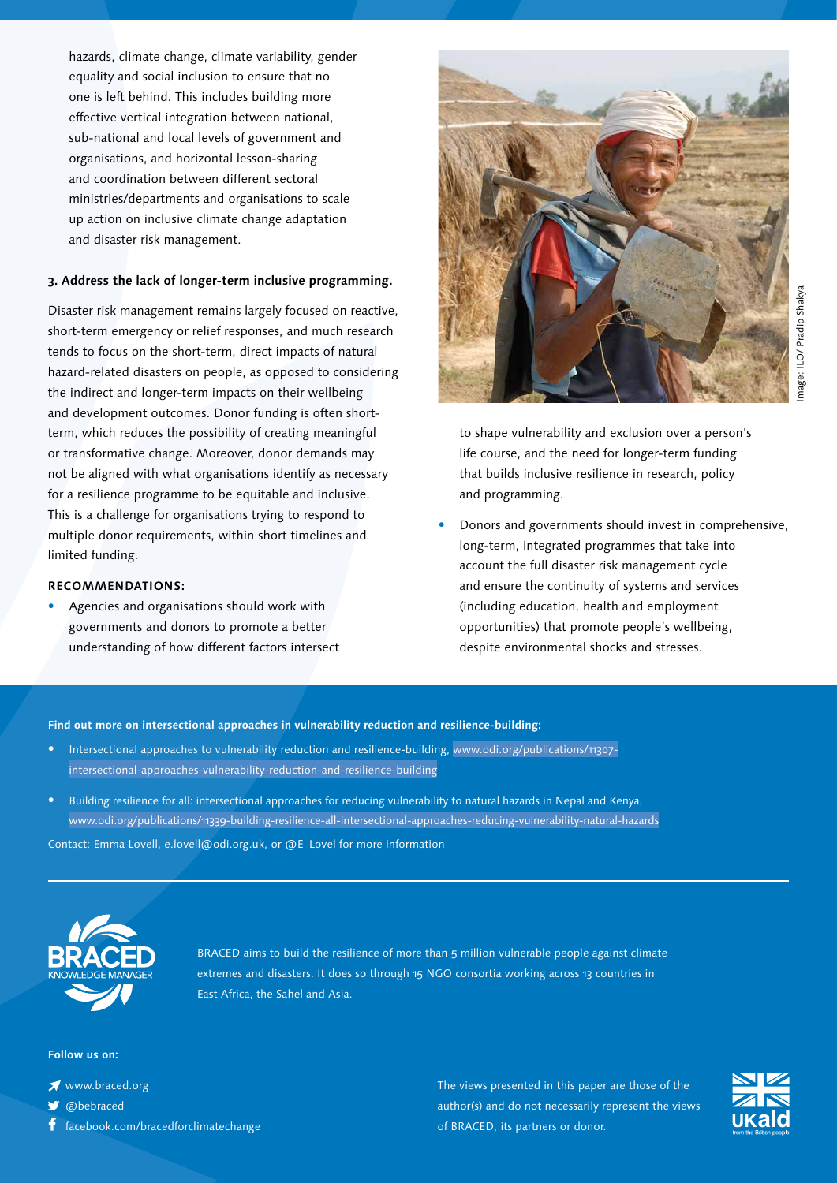hazards, climate change, climate variability, gender equality and social inclusion to ensure that no one is left behind. This includes building more effective vertical integration between national, sub-national and local levels of government and organisations, and horizontal lesson-sharing and coordination between different sectoral ministries/departments and organisations to scale up action on inclusive climate change adaptation and disaster risk management.

**3. Address the lack of longer-term inclusive programming.**

Disaster risk management remains largely focused on reactive, short-term emergency or relief responses, and much research tends to focus on the short-term, direct impacts of natural hazard-related disasters on people, as opposed to considering the indirect and longer-term impacts on their wellbeing and development outcomes. Donor funding is often short-term, which reduces the possibility of creating meaningful or transformative change. Moreover, donor demands may not be aligned with what organisations identify as necessary for a resilience programme to be equitable and inclusive. This is a challenge for organisations trying to respond to multiple donor requirements, within short timelines and limited funding.

**RECOMMENDATIONS:**

- Agencies and organisations should work with governments and donors to promote a better understanding of how different factors intersect to shape vulnerability and exclusion over a person's life course, and the need for longer-term funding that builds inclusive resilience in research, policy and programming.
- Donors and governments should invest in comprehensive, long-term, integrated programmes that take into account the full disaster risk management cycle and ensure the continuity of systems and services (including education, health and employment opportunities) that promote people's wellbeing, despite environmental shocks and stresses.

Image: ILO/ Pradip Shakya

**Find out more on intersectional approaches in vulnerability reduction and resilience-building:**

- Intersectional approaches to vulnerability reduction and resilience-building, www.odi.org/publications/11307-intersectional-approaches-vulnerability-reduction-and-resilience-building
- Building resilience for all: intersectional approaches for reducing vulnerability to natural hazards in Nepal and Kenya, www.odi.org/publications/11339-building-resilience-all-intersectional-approaches-reducing-vulnerability-natural-hazards

Contact: Emma Lovell, e.lovell@odi.org.uk, or @E_Lovel for more information

BRACED KNOWLEDGE MANAGER

BRACED aims to build the resilience of more than 5 million vulnerable people against climate extremes and disasters. It does so through 15 NGO consortia working across 13 countries in East Africa, the Sahel and Asia.

**Follow us on:**

- www.braced.org
- @bebraced
- facebook.com/bracedforclimatechange

The views presented in this paper are those of the author(s) and do not necessarily represent the views of BRACED, its partners or donor.

UKaid from the British people